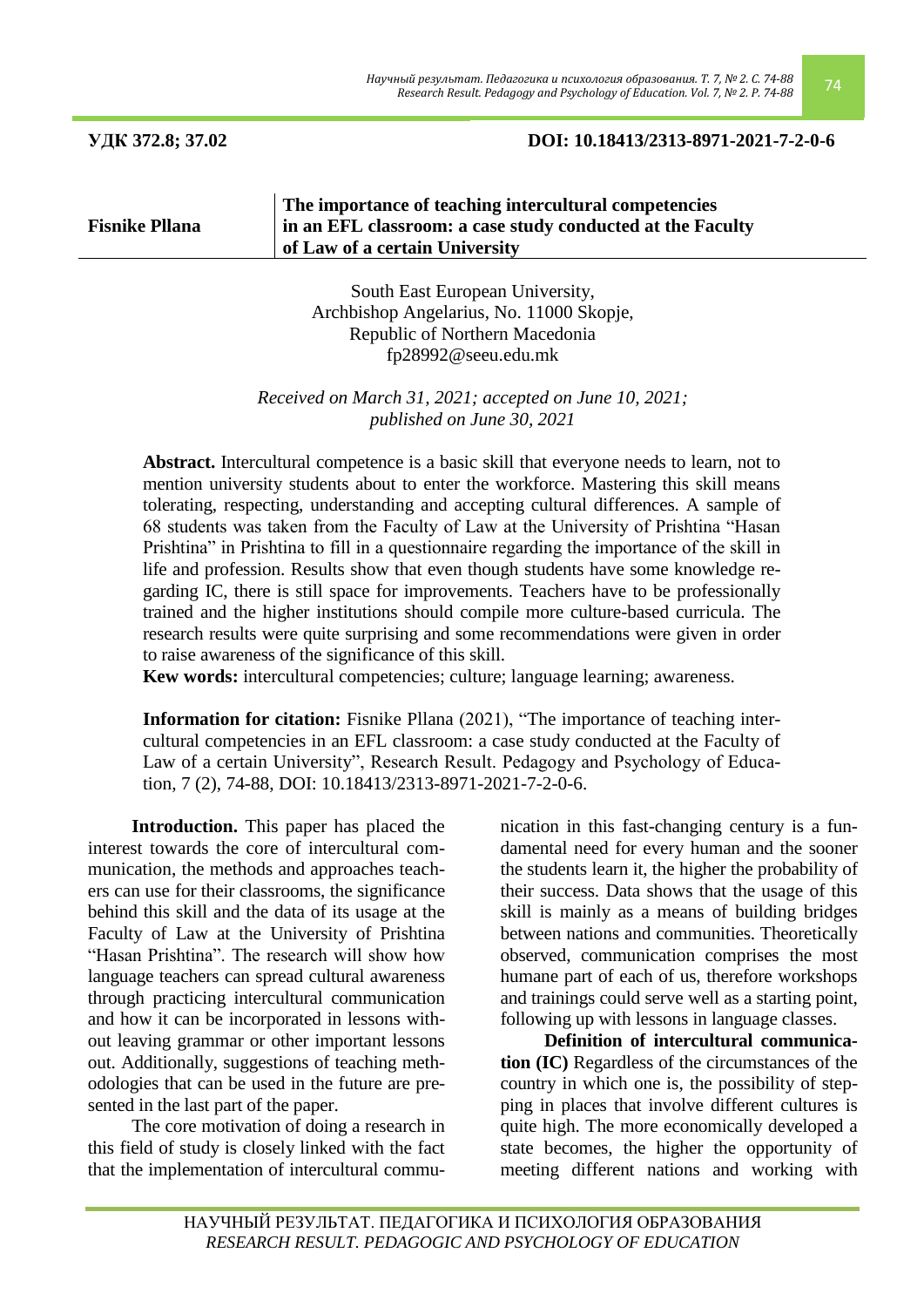**УДК 372.8; 37.02**

**DOI: 10.18413/2313-8971-2021-7-2-0-6**

**Fisnike Pllana**

# The importance of teaching intercultural competencies in an EFL classroom: a case study conducted at the Faculty of Law of a certain University

South East European University,
Archbishop Angelarius, No. 11000 Skopje,
Republic of Northern Macedonia
fp28992@seeu.edu.mk

*Received on March 31, 2021; accepted on June 10, 2021; published on June 30, 2021*

**Abstract.** Intercultural competence is a basic skill that everyone needs to learn, not to mention university students about to enter the workforce. Mastering this skill means tolerating, respecting, understanding and accepting cultural differences. A sample of 68 students was taken from the Faculty of Law at the University of Prishtina "Hasan Prishtina" in Prishtina to fill in a questionnaire regarding the importance of the skill in life and profession. Results show that even though students have some knowledge regarding IC, there is still space for improvements. Teachers have to be professionally trained and the higher institutions should compile more culture-based curricula. The research results were quite surprising and some recommendations were given in order to raise awareness of the significance of this skill.

**Kew words:** intercultural competencies; culture; language learning; awareness.

**Information for citation:** Fisnike Pllana (2021), "The importance of teaching intercultural competencies in an EFL classroom: a case study conducted at the Faculty of Law of a certain University", Research Result. Pedagogy and Psychology of Education, 7 (2), 74-88, DOI: 10.18413/2313-8971-2021-7-2-0-6.

**Introduction.** This paper has placed the interest towards the core of intercultural communication, the methods and approaches teachers can use for their classrooms, the significance behind this skill and the data of its usage at the Faculty of Law at the University of Prishtina "Hasan Prishtina". The research will show how language teachers can spread cultural awareness through practicing intercultural communication and how it can be incorporated in lessons without leaving grammar or other important lessons out. Additionally, suggestions of teaching methodologies that can be used in the future are presented in the last part of the paper.

The core motivation of doing a research in this field of study is closely linked with the fact that the implementation of intercultural communication in this fast-changing century is a fundamental need for every human and the sooner the students learn it, the higher the probability of their success. Data shows that the usage of this skill is mainly as a means of building bridges between nations and communities. Theoretically observed, communication comprises the most humane part of each of us, therefore workshops and trainings could serve well as a starting point, following up with lessons in language classes.

**Definition of intercultural communication (IC)** Regardless of the circumstances of the country in which one is, the possibility of stepping in places that involve different cultures is quite high. The more economically developed a state becomes, the higher the opportunity of meeting different nations and working with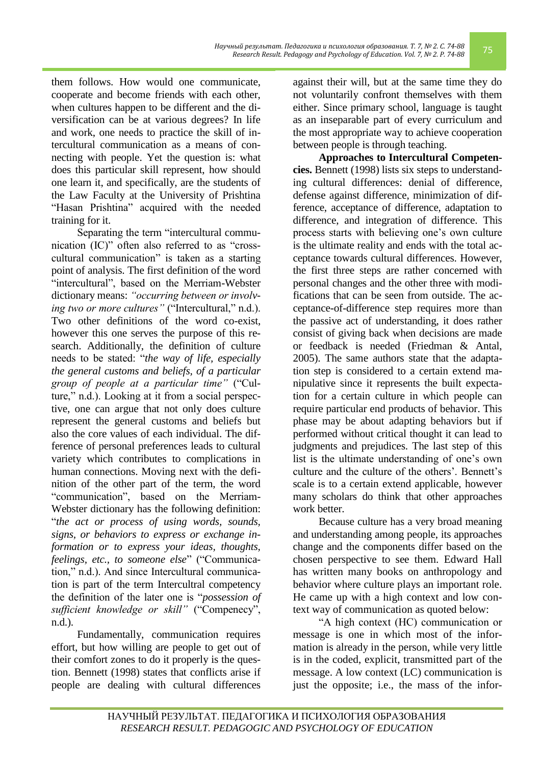them follows. How would one communicate, cooperate and become friends with each other, when cultures happen to be different and the diversification can be at various degrees? In life and work, one needs to practice the skill of intercultural communication as a means of connecting with people. Yet the question is: what does this particular skill represent, how should one learn it, and specifically, are the students of the Law Faculty at the University of Prishtina "Hasan Prishtina" acquired with the needed training for it.

Separating the term "intercultural communication (IC)" often also referred to as "cross-cultural communication" is taken as a starting point of analysis. The first definition of the word "intercultural", based on the Merriam-Webster dictionary means: *"occurring between or involving two or more cultures"* ("Intercultural," n.d.). Two other definitions of the word co-exist, however this one serves the purpose of this research. Additionally, the definition of culture needs to be stated: "*the way of life, especially the general customs and beliefs, of a particular group of people at a particular time"* ("Culture," n.d.). Looking at it from a social perspective, one can argue that not only does culture represent the general customs and beliefs but also the core values of each individual. The difference of personal preferences leads to cultural variety which contributes to complications in human connections. Moving next with the definition of the other part of the term, the word "communication", based on the Merriam-Webster dictionary has the following definition: "*the act or process of using words, sounds, signs, or behaviors to express or exchange information or to express your ideas, thoughts, feelings, etc., to someone else*" ("Communication," n.d.). And since Intercultural communication is part of the term Intercultral competency the definition of the later one is "*possession of sufficient knowledge or skill"* ("Compenecy", n.d.).

Fundamentally, communication requires effort, but how willing are people to get out of their comfort zones to do it properly is the question. Bennett (1998) states that conflicts arise if people are dealing with cultural differences against their will, but at the same time they do not voluntarily confront themselves with them either. Since primary school, language is taught as an inseparable part of every curriculum and the most appropriate way to achieve cooperation between people is through teaching.

**Approaches to Intercultural Competencies.** Bennett (1998) lists six steps to understanding cultural differences: denial of difference, defense against difference, minimization of difference, acceptance of difference, adaptation to difference, and integration of difference. This process starts with believing one's own culture is the ultimate reality and ends with the total acceptance towards cultural differences. However, the first three steps are rather concerned with personal changes and the other three with modifications that can be seen from outside. The acceptance-of-difference step requires more than the passive act of understanding, it does rather consist of giving back when decisions are made or feedback is needed (Friedman & Antal, 2005). The same authors state that the adaptation step is considered to a certain extend manipulative since it represents the built expectation for a certain culture in which people can require particular end products of behavior. This phase may be about adapting behaviors but if performed without critical thought it can lead to judgments and prejudices. The last step of this list is the ultimate understanding of one's own culture and the culture of the others'. Bennett's scale is to a certain extend applicable, however many scholars do think that other approaches work better.

Because culture has a very broad meaning and understanding among people, its approaches change and the components differ based on the chosen perspective to see them. Edward Hall has written many books on anthropology and behavior where culture plays an important role. He came up with a high context and low context way of communication as quoted below:

"A high context (HC) communication or message is one in which most of the information is already in the person, while very little is in the coded, explicit, transmitted part of the message. A low context (LC) communication is just the opposite; i.e., the mass of the infor-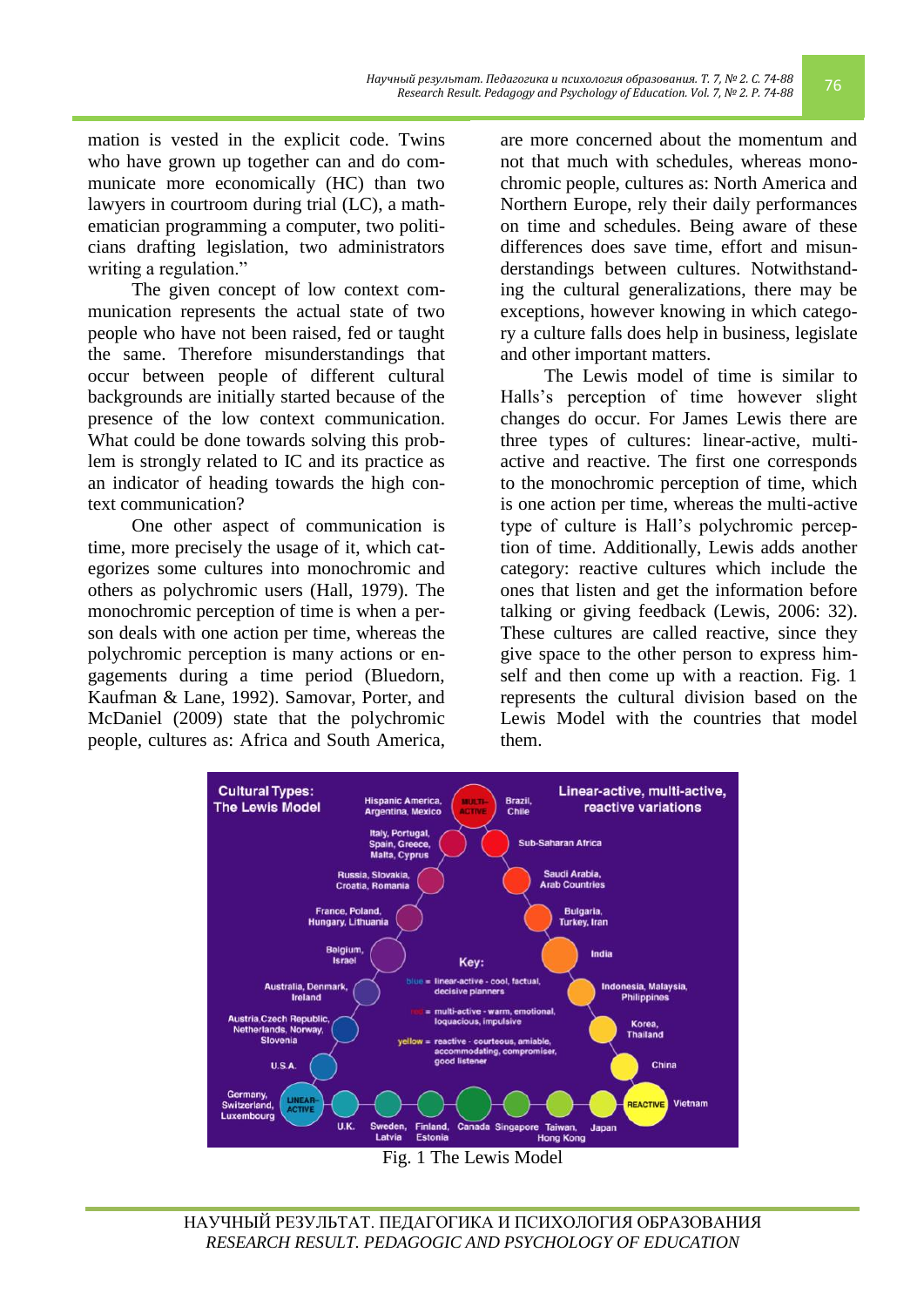mation is vested in the explicit code. Twins who have grown up together can and do communicate more economically (HC) than two lawyers in courtroom during trial (LC), a mathematician programming a computer, two politicians drafting legislation, two administrators writing a regulation."

The given concept of low context communication represents the actual state of two people who have not been raised, fed or taught the same. Therefore misunderstandings that occur between people of different cultural backgrounds are initially started because of the presence of the low context communication. What could be done towards solving this problem is strongly related to IC and its practice as an indicator of heading towards the high context communication?

One other aspect of communication is time, more precisely the usage of it, which categorizes some cultures into monochromic and others as polychromic users (Hall, 1979). The monochromic perception of time is when a person deals with one action per time, whereas the polychromic perception is many actions or engagements during a time period (Bluedorn, Kaufman & Lane, 1992). Samovar, Porter, and McDaniel (2009) state that the polychromic people, cultures as: Africa and South America, are more concerned about the momentum and not that much with schedules, whereas monochromic people, cultures as: North America and Northern Europe, rely their daily performances on time and schedules. Being aware of these differences does save time, effort and misunderstandings between cultures. Notwithstanding the cultural generalizations, there may be exceptions, however knowing in which category a culture falls does help in business, legislate and other important matters.

The Lewis model of time is similar to Halls's perception of time however slight changes do occur. For James Lewis there are three types of cultures: linear-active, multi-active and reactive. The first one corresponds to the monochromic perception of time, which is one action per time, whereas the multi-active type of culture is Hall's polychromic perception of time. Additionally, Lewis adds another category: reactive cultures which include the ones that listen and get the information before talking or giving feedback (Lewis, 2006: 32). These cultures are called reactive, since they give space to the other person to express himself and then come up with a reaction. Fig. 1 represents the cultural division based on the Lewis Model with the countries that model them.

Fig. 1 The Lewis Model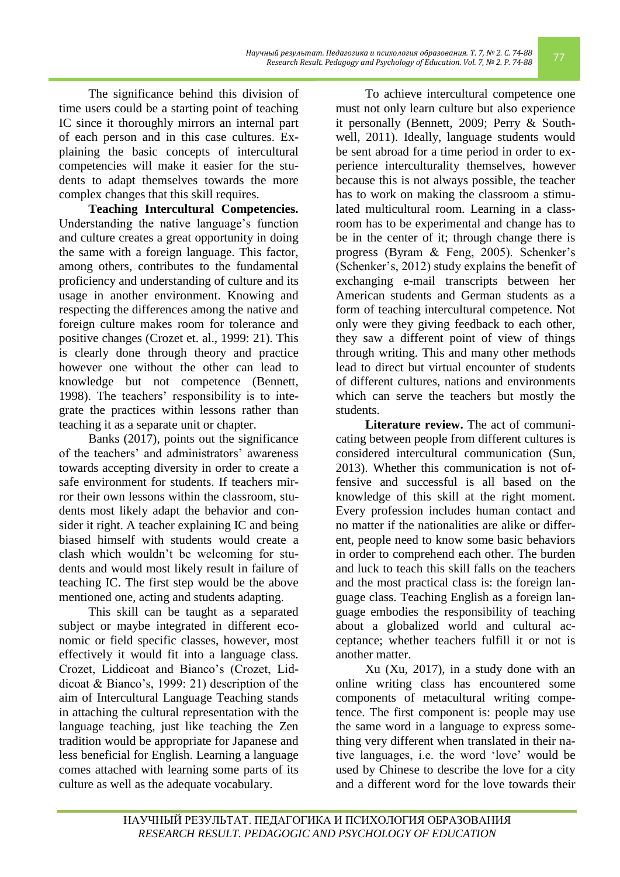The significance behind this division of time users could be a starting point of teaching IC since it thoroughly mirrors an internal part of each person and in this case cultures. Explaining the basic concepts of intercultural competencies will make it easier for the students to adapt themselves towards the more complex changes that this skill requires.

**Teaching Intercultural Competencies.** Understanding the native language's function and culture creates a great opportunity in doing the same with a foreign language. This factor, among others, contributes to the fundamental proficiency and understanding of culture and its usage in another environment. Knowing and respecting the differences among the native and foreign culture makes room for tolerance and positive changes (Crozet et. al., 1999: 21). This is clearly done through theory and practice however one without the other can lead to knowledge but not competence (Bennett, 1998). The teachers' responsibility is to integrate the practices within lessons rather than teaching it as a separate unit or chapter.

Banks (2017), points out the significance of the teachers' and administrators' awareness towards accepting diversity in order to create a safe environment for students. If teachers mirror their own lessons within the classroom, students most likely adapt the behavior and consider it right. A teacher explaining IC and being biased himself with students would create a clash which wouldn't be welcoming for students and would most likely result in failure of teaching IC. The first step would be the above mentioned one, acting and students adapting.

This skill can be taught as a separated subject or maybe integrated in different economic or field specific classes, however, most effectively it would fit into a language class. Crozet, Liddicoat and Bianco's (Crozet, Liddicoat & Bianco's, 1999: 21) description of the aim of Intercultural Language Teaching stands in attaching the cultural representation with the language teaching, just like teaching the Zen tradition would be appropriate for Japanese and less beneficial for English. Learning a language comes attached with learning some parts of its culture as well as the adequate vocabulary.

To achieve intercultural competence one must not only learn culture but also experience it personally (Bennett, 2009; Perry & Southwell, 2011). Ideally, language students would be sent abroad for a time period in order to experience interculturality themselves, however because this is not always possible, the teacher has to work on making the classroom a stimulated multicultural room. Learning in a classroom has to be experimental and change has to be in the center of it; through change there is progress (Byram & Feng, 2005). Schenker's (Schenker's, 2012) study explains the benefit of exchanging e-mail transcripts between her American students and German students as a form of teaching intercultural competence. Not only were they giving feedback to each other, they saw a different point of view of things through writing. This and many other methods lead to direct but virtual encounter of students of different cultures, nations and environments which can serve the teachers but mostly the students.

**Literature review.** The act of communicating between people from different cultures is considered intercultural communication (Sun, 2013). Whether this communication is not offensive and successful is all based on the knowledge of this skill at the right moment. Every profession includes human contact and no matter if the nationalities are alike or different, people need to know some basic behaviors in order to comprehend each other. The burden and luck to teach this skill falls on the teachers and the most practical class is: the foreign language class. Teaching English as a foreign language embodies the responsibility of teaching about a globalized world and cultural acceptance; whether teachers fulfill it or not is another matter.

Xu (Xu, 2017), in a study done with an online writing class has encountered some components of metacultural writing competence. The first component is: people may use the same word in a language to express something very different when translated in their native languages, i.e. the word 'love' would be used by Chinese to describe the love for a city and a different word for the love towards their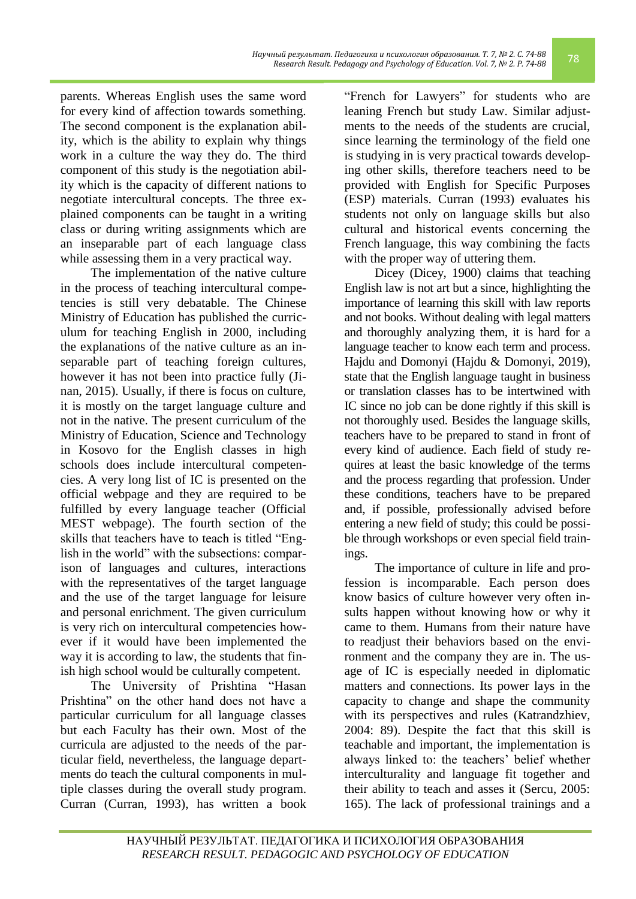parents. Whereas English uses the same word for every kind of affection towards something. The second component is the explanation ability, which is the ability to explain why things work in a culture the way they do. The third component of this study is the negotiation ability which is the capacity of different nations to negotiate intercultural concepts. The three explained components can be taught in a writing class or during writing assignments which are an inseparable part of each language class while assessing them in a very practical way.

The implementation of the native culture in the process of teaching intercultural competencies is still very debatable. The Chinese Ministry of Education has published the curriculum for teaching English in 2000, including the explanations of the native culture as an inseparable part of teaching foreign cultures, however it has not been into practice fully (Jinan, 2015). Usually, if there is focus on culture, it is mostly on the target language culture and not in the native. The present curriculum of the Ministry of Education, Science and Technology in Kosovo for the English classes in high schools does include intercultural competencies. A very long list of IC is presented on the official webpage and they are required to be fulfilled by every language teacher (Official MEST webpage). The fourth section of the skills that teachers have to teach is titled "English in the world" with the subsections: comparison of languages and cultures, interactions with the representatives of the target language and the use of the target language for leisure and personal enrichment. The given curriculum is very rich on intercultural competencies however if it would have been implemented the way it is according to law, the students that finish high school would be culturally competent.

The University of Prishtina "Hasan Prishtina" on the other hand does not have a particular curriculum for all language classes but each Faculty has their own. Most of the curricula are adjusted to the needs of the particular field, nevertheless, the language departments do teach the cultural components in multiple classes during the overall study program. Curran (Curran, 1993), has written a book "French for Lawyers" for students who are leaning French but study Law. Similar adjustments to the needs of the students are crucial, since learning the terminology of the field one is studying in is very practical towards developing other skills, therefore teachers need to be provided with English for Specific Purposes (ESP) materials. Curran (1993) evaluates his students not only on language skills but also cultural and historical events concerning the French language, this way combining the facts with the proper way of uttering them.

Dicey (Dicey, 1900) claims that teaching English law is not art but a since, highlighting the importance of learning this skill with law reports and not books. Without dealing with legal matters and thoroughly analyzing them, it is hard for a language teacher to know each term and process. Hajdu and Domonyi (Hajdu & Domonyi, 2019), state that the English language taught in business or translation classes has to be intertwined with IC since no job can be done rightly if this skill is not thoroughly used. Besides the language skills, teachers have to be prepared to stand in front of every kind of audience. Each field of study requires at least the basic knowledge of the terms and the process regarding that profession. Under these conditions, teachers have to be prepared and, if possible, professionally advised before entering a new field of study; this could be possible through workshops or even special field trainings.

The importance of culture in life and profession is incomparable. Each person does know basics of culture however very often insults happen without knowing how or why it came to them. Humans from their nature have to readjust their behaviors based on the environment and the company they are in. The usage of IC is especially needed in diplomatic matters and connections. Its power lays in the capacity to change and shape the community with its perspectives and rules (Katrandzhiev, 2004: 89). Despite the fact that this skill is teachable and important, the implementation is always linked to: the teachers' belief whether interculturality and language fit together and their ability to teach and asses it (Sercu, 2005: 165). The lack of professional trainings and a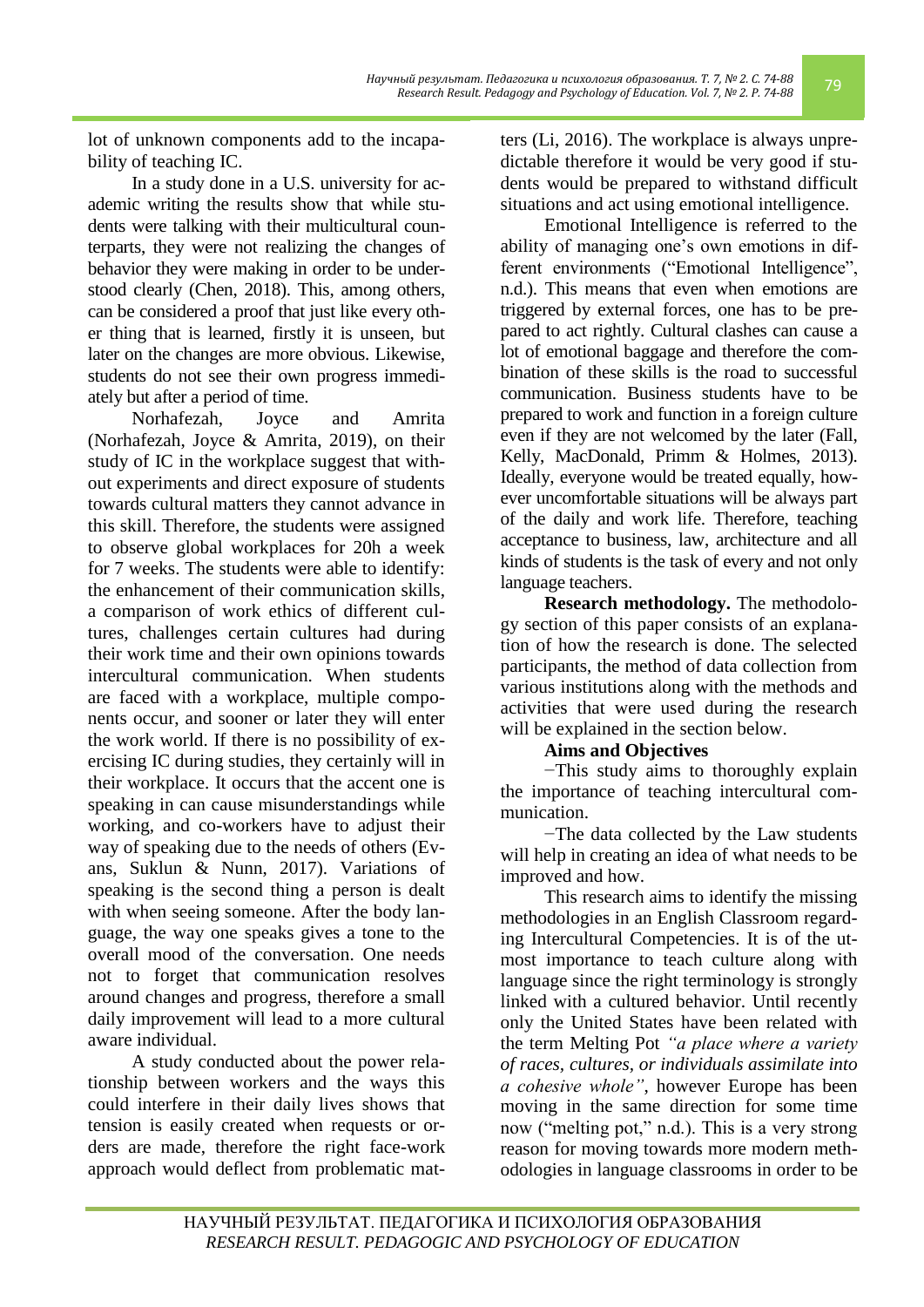lot of unknown components add to the incapability of teaching IC.

In a study done in a U.S. university for academic writing the results show that while students were talking with their multicultural counterparts, they were not realizing the changes of behavior they were making in order to be understood clearly (Chen, 2018). This, among others, can be considered a proof that just like every other thing that is learned, firstly it is unseen, but later on the changes are more obvious. Likewise, students do not see their own progress immediately but after a period of time.

Norhafezah, Joyce and Amrita (Norhafezah, Joyce & Amrita, 2019), on their study of IC in the workplace suggest that without experiments and direct exposure of students towards cultural matters they cannot advance in this skill. Therefore, the students were assigned to observe global workplaces for 20h a week for 7 weeks. The students were able to identify: the enhancement of their communication skills, a comparison of work ethics of different cultures, challenges certain cultures had during their work time and their own opinions towards intercultural communication. When students are faced with a workplace, multiple components occur, and sooner or later they will enter the work world. If there is no possibility of exercising IC during studies, they certainly will in their workplace. It occurs that the accent one is speaking in can cause misunderstandings while working, and co-workers have to adjust their way of speaking due to the needs of others (Evans, Suklun & Nunn, 2017). Variations of speaking is the second thing a person is dealt with when seeing someone. After the body language, the way one speaks gives a tone to the overall mood of the conversation. One needs not to forget that communication resolves around changes and progress, therefore a small daily improvement will lead to a more cultural aware individual.

A study conducted about the power relationship between workers and the ways this could interfere in their daily lives shows that tension is easily created when requests or orders are made, therefore the right face-work approach would deflect from problematic matters (Li, 2016). The workplace is always unpredictable therefore it would be very good if students would be prepared to withstand difficult situations and act using emotional intelligence.

Emotional Intelligence is referred to the ability of managing one's own emotions in different environments ("Emotional Intelligence", n.d.). This means that even when emotions are triggered by external forces, one has to be prepared to act rightly. Cultural clashes can cause a lot of emotional baggage and therefore the combination of these skills is the road to successful communication. Business students have to be prepared to work and function in a foreign culture even if they are not welcomed by the later (Fall, Kelly, MacDonald, Primm & Holmes, 2013). Ideally, everyone would be treated equally, however uncomfortable situations will be always part of the daily and work life. Therefore, teaching acceptance to business, law, architecture and all kinds of students is the task of every and not only language teachers.

**Research methodology.** The methodology section of this paper consists of an explanation of how the research is done. The selected participants, the method of data collection from various institutions along with the methods and activities that were used during the research will be explained in the section below.

**Aims and Objectives**

−This study aims to thoroughly explain the importance of teaching intercultural communication.

−The data collected by the Law students will help in creating an idea of what needs to be improved and how.

This research aims to identify the missing methodologies in an English Classroom regarding Intercultural Competencies. It is of the utmost importance to teach culture along with language since the right terminology is strongly linked with a cultured behavior. Until recently only the United States have been related with the term Melting Pot *"a place where a variety of races, cultures, or individuals assimilate into a cohesive whole"*, however Europe has been moving in the same direction for some time now ("melting pot," n.d.). This is a very strong reason for moving towards more modern methodologies in language classrooms in order to be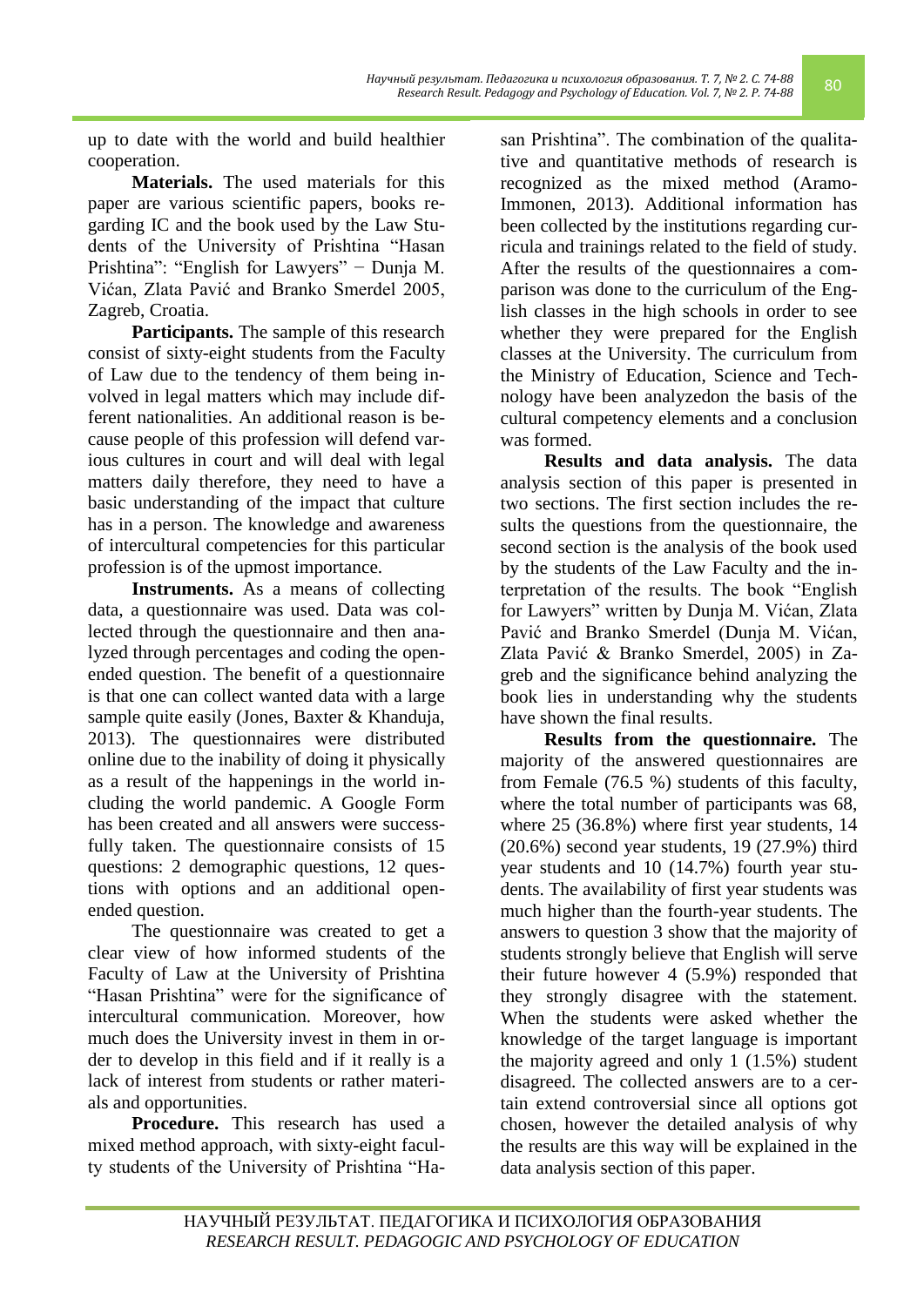up to date with the world and build healthier cooperation.

**Materials.** The used materials for this paper are various scientific papers, books regarding IC and the book used by the Law Students of the University of Prishtina "Hasan Prishtina": "English for Lawyers" − Dunja M. Vićan, Zlata Pavić and Branko Smerdel 2005, Zagreb, Croatia.

**Participants.** The sample of this research consist of sixty-eight students from the Faculty of Law due to the tendency of them being involved in legal matters which may include different nationalities. An additional reason is because people of this profession will defend various cultures in court and will deal with legal matters daily therefore, they need to have a basic understanding of the impact that culture has in a person. The knowledge and awareness of intercultural competencies for this particular profession is of the upmost importance.

**Instruments.** As a means of collecting data, a questionnaire was used. Data was collected through the questionnaire and then analyzed through percentages and coding the open-ended question. The benefit of a questionnaire is that one can collect wanted data with a large sample quite easily (Jones, Baxter & Khanduja, 2013). The questionnaires were distributed online due to the inability of doing it physically as a result of the happenings in the world including the world pandemic. A Google Form has been created and all answers were successfully taken. The questionnaire consists of 15 questions: 2 demographic questions, 12 questions with options and an additional open-ended question.

The questionnaire was created to get a clear view of how informed students of the Faculty of Law at the University of Prishtina "Hasan Prishtina" were for the significance of intercultural communication. Moreover, how much does the University invest in them in order to develop in this field and if it really is a lack of interest from students or rather materials and opportunities.

**Procedure.** This research has used a mixed method approach, with sixty-eight faculty students of the University of Prishtina "Hasan Prishtina". The combination of the qualitative and quantitative methods of research is recognized as the mixed method (Aramo-Immonen, 2013). Additional information has been collected by the institutions regarding curricula and trainings related to the field of study. After the results of the questionnaires a comparison was done to the curriculum of the English classes in the high schools in order to see whether they were prepared for the English classes at the University. The curriculum from the Ministry of Education, Science and Technology have been analyzedon the basis of the cultural competency elements and a conclusion was formed.

**Results and data analysis.** The data analysis section of this paper is presented in two sections. The first section includes the results the questions from the questionnaire, the second section is the analysis of the book used by the students of the Law Faculty and the interpretation of the results. The book "English for Lawyers" written by Dunja M. Vićan, Zlata Pavić and Branko Smerdel (Dunja M. Vićan, Zlata Pavić & Branko Smerdel, 2005) in Zagreb and the significance behind analyzing the book lies in understanding why the students have shown the final results.

**Results from the questionnaire.** The majority of the answered questionnaires are from Female (76.5 %) students of this faculty, where the total number of participants was 68, where 25 (36.8%) where first year students, 14 (20.6%) second year students, 19 (27.9%) third year students and 10 (14.7%) fourth year students. The availability of first year students was much higher than the fourth-year students. The answers to question 3 show that the majority of students strongly believe that English will serve their future however 4 (5.9%) responded that they strongly disagree with the statement. When the students were asked whether the knowledge of the target language is important the majority agreed and only 1 (1.5%) student disagreed. The collected answers are to a certain extend controversial since all options got chosen, however the detailed analysis of why the results are this way will be explained in the data analysis section of this paper.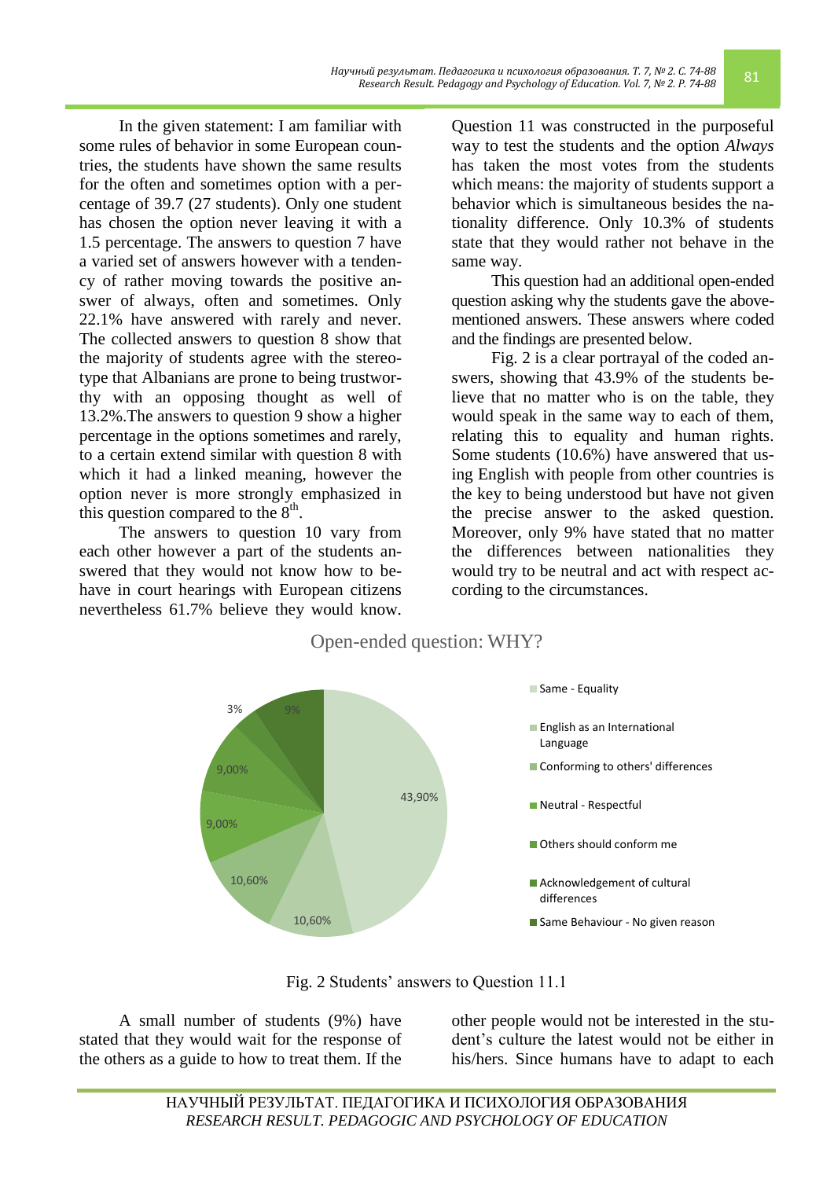In the given statement: I am familiar with some rules of behavior in some European countries, the students have shown the same results for the often and sometimes option with a percentage of 39.7 (27 students). Only one student has chosen the option never leaving it with a 1.5 percentage. The answers to question 7 have a varied set of answers however with a tendency of rather moving towards the positive answer of always, often and sometimes. Only 22.1% have answered with rarely and never. The collected answers to question 8 show that the majority of students agree with the stereotype that Albanians are prone to being trustworthy with an opposing thought as well of 13.2%.The answers to question 9 show a higher percentage in the options sometimes and rarely, to a certain extend similar with question 8 with which it had a linked meaning, however the option never is more strongly emphasized in this question compared to the 8th.

The answers to question 10 vary from each other however a part of the students answered that they would not know how to behave in court hearings with European citizens nevertheless 61.7% believe they would know. Question 11 was constructed in the purposeful way to test the students and the option *Always* has taken the most votes from the students which means: the majority of students support a behavior which is simultaneous besides the nationality difference. Only 10.3% of students state that they would rather not behave in the same way.

This question had an additional open-ended question asking why the students gave the above-mentioned answers. These answers where coded and the findings are presented below.

Fig. 2 is a clear portrayal of the coded answers, showing that 43.9% of the students believe that no matter who is on the table, they would speak in the same way to each of them, relating this to equality and human rights. Some students (10.6%) have answered that using English with people from other countries is the key to being understood but have not given the precise answer to the asked question. Moreover, only 9% have stated that no matter the differences between nationalities they would try to be neutral and act with respect according to the circumstances.

Open-ended question: WHY?

| Category | Percentage |
|---|---|
| Same - Equality | 43,90% |
| English as an International Language | 10,60% |
| Conforming to others' differences | 10,60% |
| Neutral - Respectful | 9,00% |
| Others should conform me | 9,00% |
| Acknowledgement of cultural differences | 3% |
| Same Behaviour - No given reason | 9% |

Fig. 2 Students' answers to Question 11.1

A small number of students (9%) have stated that they would wait for the response of the others as a guide to how to treat them. If the other people would not be interested in the student's culture the latest would not be either in his/hers. Since humans have to adapt to each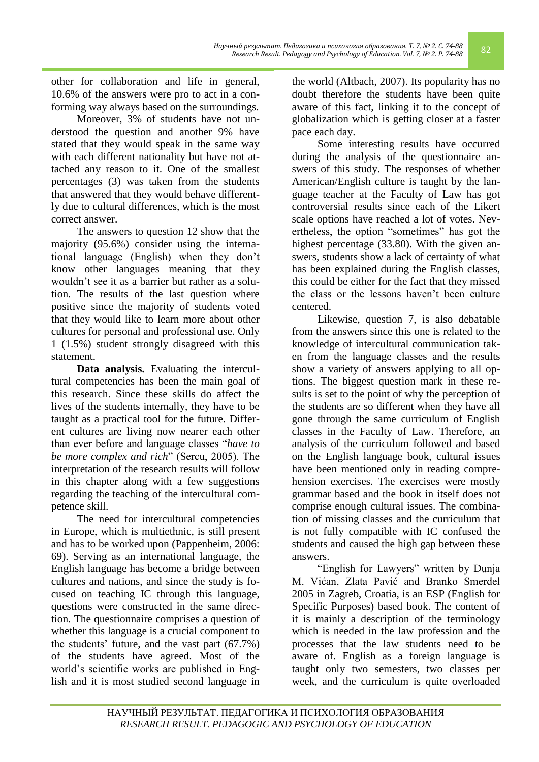other for collaboration and life in general, 10.6% of the answers were pro to act in a conforming way always based on the surroundings.

Moreover, 3% of students have not understood the question and another 9% have stated that they would speak in the same way with each different nationality but have not attached any reason to it. One of the smallest percentages (3) was taken from the students that answered that they would behave differently due to cultural differences, which is the most correct answer.

The answers to question 12 show that the majority (95.6%) consider using the international language (English) when they don't know other languages meaning that they wouldn't see it as a barrier but rather as a solution. The results of the last question where positive since the majority of students voted that they would like to learn more about other cultures for personal and professional use. Only 1 (1.5%) student strongly disagreed with this statement.

**Data analysis.** Evaluating the intercultural competencies has been the main goal of this research. Since these skills do affect the lives of the students internally, they have to be taught as a practical tool for the future. Different cultures are living now nearer each other than ever before and language classes "*have to be more complex and rich*" (Sercu, 2005). The interpretation of the research results will follow in this chapter along with a few suggestions regarding the teaching of the intercultural competence skill.

The need for intercultural competencies in Europe, which is multiethnic, is still present and has to be worked upon (Pappenheim, 2006: 69). Serving as an international language, the English language has become a bridge between cultures and nations, and since the study is focused on teaching IC through this language, questions were constructed in the same direction. The questionnaire comprises a question of whether this language is a crucial component to the students' future, and the vast part (67.7%) of the students have agreed. Most of the world's scientific works are published in English and it is most studied second language in the world (Altbach, 2007). Its popularity has no doubt therefore the students have been quite aware of this fact, linking it to the concept of globalization which is getting closer at a faster pace each day.

Some interesting results have occurred during the analysis of the questionnaire answers of this study. The responses of whether American/English culture is taught by the language teacher at the Faculty of Law has got controversial results since each of the Likert scale options have reached a lot of votes. Nevertheless, the option "sometimes" has got the highest percentage (33.80). With the given answers, students show a lack of certainty of what has been explained during the English classes, this could be either for the fact that they missed the class or the lessons haven't been culture centered.

Likewise, question 7, is also debatable from the answers since this one is related to the knowledge of intercultural communication taken from the language classes and the results show a variety of answers applying to all options. The biggest question mark in these results is set to the point of why the perception of the students are so different when they have all gone through the same curriculum of English classes in the Faculty of Law. Therefore, an analysis of the curriculum followed and based on the English language book, cultural issues have been mentioned only in reading comprehension exercises. The exercises were mostly grammar based and the book in itself does not comprise enough cultural issues. The combination of missing classes and the curriculum that is not fully compatible with IC confused the students and caused the high gap between these answers.

"English for Lawyers" written by Dunja M. Vićan, Zlata Pavić and Branko Smerdel 2005 in Zagreb, Croatia, is an ESP (English for Specific Purposes) based book. The content of it is mainly a description of the terminology which is needed in the law profession and the processes that the law students need to be aware of. English as a foreign language is taught only two semesters, two classes per week, and the curriculum is quite overloaded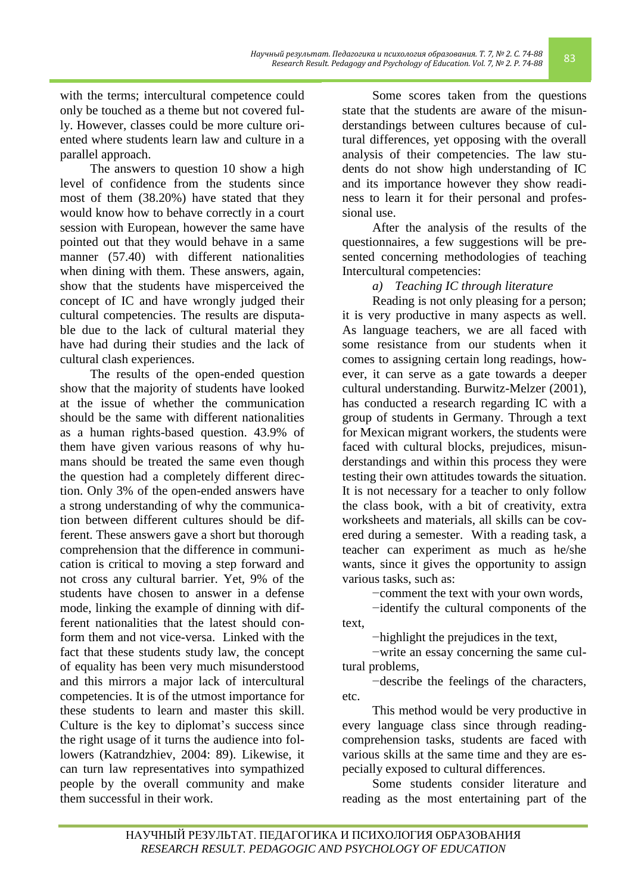with the terms; intercultural competence could only be touched as a theme but not covered fully. However, classes could be more culture oriented where students learn law and culture in a parallel approach.

The answers to question 10 show a high level of confidence from the students since most of them (38.20%) have stated that they would know how to behave correctly in a court session with European, however the same have pointed out that they would behave in a same manner (57.40) with different nationalities when dining with them. These answers, again, show that the students have misperceived the concept of IC and have wrongly judged their cultural competencies. The results are disputable due to the lack of cultural material they have had during their studies and the lack of cultural clash experiences.

The results of the open-ended question show that the majority of students have looked at the issue of whether the communication should be the same with different nationalities as a human rights-based question. 43.9% of them have given various reasons of why humans should be treated the same even though the question had a completely different direction. Only 3% of the open-ended answers have a strong understanding of why the communication between different cultures should be different. These answers gave a short but thorough comprehension that the difference in communication is critical to moving a step forward and not cross any cultural barrier. Yet, 9% of the students have chosen to answer in a defense mode, linking the example of dinning with different nationalities that the latest should conform them and not vice-versa. Linked with the fact that these students study law, the concept of equality has been very much misunderstood and this mirrors a major lack of intercultural competencies. It is of the utmost importance for these students to learn and master this skill. Culture is the key to diplomat's success since the right usage of it turns the audience into followers (Katrandzhiev, 2004: 89). Likewise, it can turn law representatives into sympathized people by the overall community and make them successful in their work.

Some scores taken from the questions state that the students are aware of the misunderstandings between cultures because of cultural differences, yet opposing with the overall analysis of their competencies. The law students do not show high understanding of IC and its importance however they show readiness to learn it for their personal and professional use.

After the analysis of the results of the questionnaires, a few suggestions will be presented concerning methodologies of teaching Intercultural competencies:

*a) Teaching IC through literature*

Reading is not only pleasing for a person; it is very productive in many aspects as well. As language teachers, we are all faced with some resistance from our students when it comes to assigning certain long readings, however, it can serve as a gate towards a deeper cultural understanding. Burwitz-Melzer (2001), has conducted a research regarding IC with a group of students in Germany. Through a text for Mexican migrant workers, the students were faced with cultural blocks, prejudices, misunderstandings and within this process they were testing their own attitudes towards the situation. It is not necessary for a teacher to only follow the class book, with a bit of creativity, extra worksheets and materials, all skills can be covered during a semester. With a reading task, a teacher can experiment as much as he/she wants, since it gives the opportunity to assign various tasks, such as:

−comment the text with your own words,

−identify the cultural components of the text,

−highlight the prejudices in the text,

−write an essay concerning the same cultural problems,

−describe the feelings of the characters, etc.

This method would be very productive in every language class since through reading-comprehension tasks, students are faced with various skills at the same time and they are especially exposed to cultural differences.

Some students consider literature and reading as the most entertaining part of the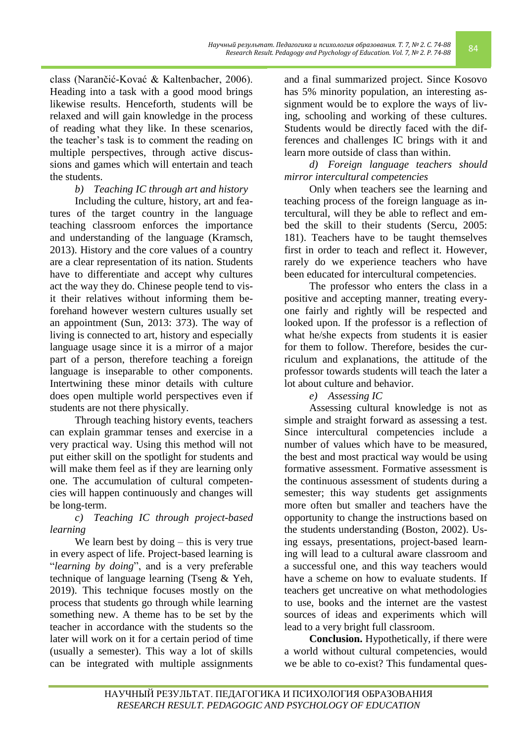class (Narančić-Kovač & Kaltenbacher, 2006). Heading into a task with a good mood brings likewise results. Henceforth, students will be relaxed and will gain knowledge in the process of reading what they like. In these scenarios, the teacher's task is to comment the reading on multiple perspectives, through active discussions and games which will entertain and teach the students.

*b) Teaching IC through art and history*

Including the culture, history, art and features of the target country in the language teaching classroom enforces the importance and understanding of the language (Kramsch, 2013). History and the core values of a country are a clear representation of its nation. Students have to differentiate and accept why cultures act the way they do. Chinese people tend to visit their relatives without informing them beforehand however western cultures usually set an appointment (Sun, 2013: 373). The way of living is connected to art, history and especially language usage since it is a mirror of a major part of a person, therefore teaching a foreign language is inseparable to other components. Intertwining these minor details with culture does open multiple world perspectives even if students are not there physically.

Through teaching history events, teachers can explain grammar tenses and exercise in a very practical way. Using this method will not put either skill on the spotlight for students and will make them feel as if they are learning only one. The accumulation of cultural competencies will happen continuously and changes will be long-term.

*c) Teaching IC through project-based learning*

We learn best by doing – this is very true in every aspect of life. Project-based learning is "*learning by doing*", and is a very preferable technique of language learning (Tseng & Yeh, 2019). This technique focuses mostly on the process that students go through while learning something new. A theme has to be set by the teacher in accordance with the students so the later will work on it for a certain period of time (usually a semester). This way a lot of skills can be integrated with multiple assignments and a final summarized project. Since Kosovo has 5% minority population, an interesting assignment would be to explore the ways of living, schooling and working of these cultures. Students would be directly faced with the differences and challenges IC brings with it and learn more outside of class than within.

*d) Foreign language teachers should mirror intercultural competencies*

Only when teachers see the learning and teaching process of the foreign language as intercultural, will they be able to reflect and embed the skill to their students (Sercu, 2005: 181). Teachers have to be taught themselves first in order to teach and reflect it. However, rarely do we experience teachers who have been educated for intercultural competencies.

The professor who enters the class in a positive and accepting manner, treating everyone fairly and rightly will be respected and looked upon. If the professor is a reflection of what he/she expects from students it is easier for them to follow. Therefore, besides the curriculum and explanations, the attitude of the professor towards students will teach the later a lot about culture and behavior.

*e) Assessing IC*

Assessing cultural knowledge is not as simple and straight forward as assessing a test. Since intercultural competencies include a number of values which have to be measured, the best and most practical way would be using formative assessment. Formative assessment is the continuous assessment of students during a semester; this way students get assignments more often but smaller and teachers have the opportunity to change the instructions based on the students understanding (Boston, 2002). Using essays, presentations, project-based learning will lead to a cultural aware classroom and a successful one, and this way teachers would have a scheme on how to evaluate students. If teachers get uncreative on what methodologies to use, books and the internet are the vastest sources of ideas and experiments which will lead to a very bright full classroom.

**Conclusion.** Hypothetically, if there were a world without cultural competencies, would we be able to co-exist? This fundamental ques-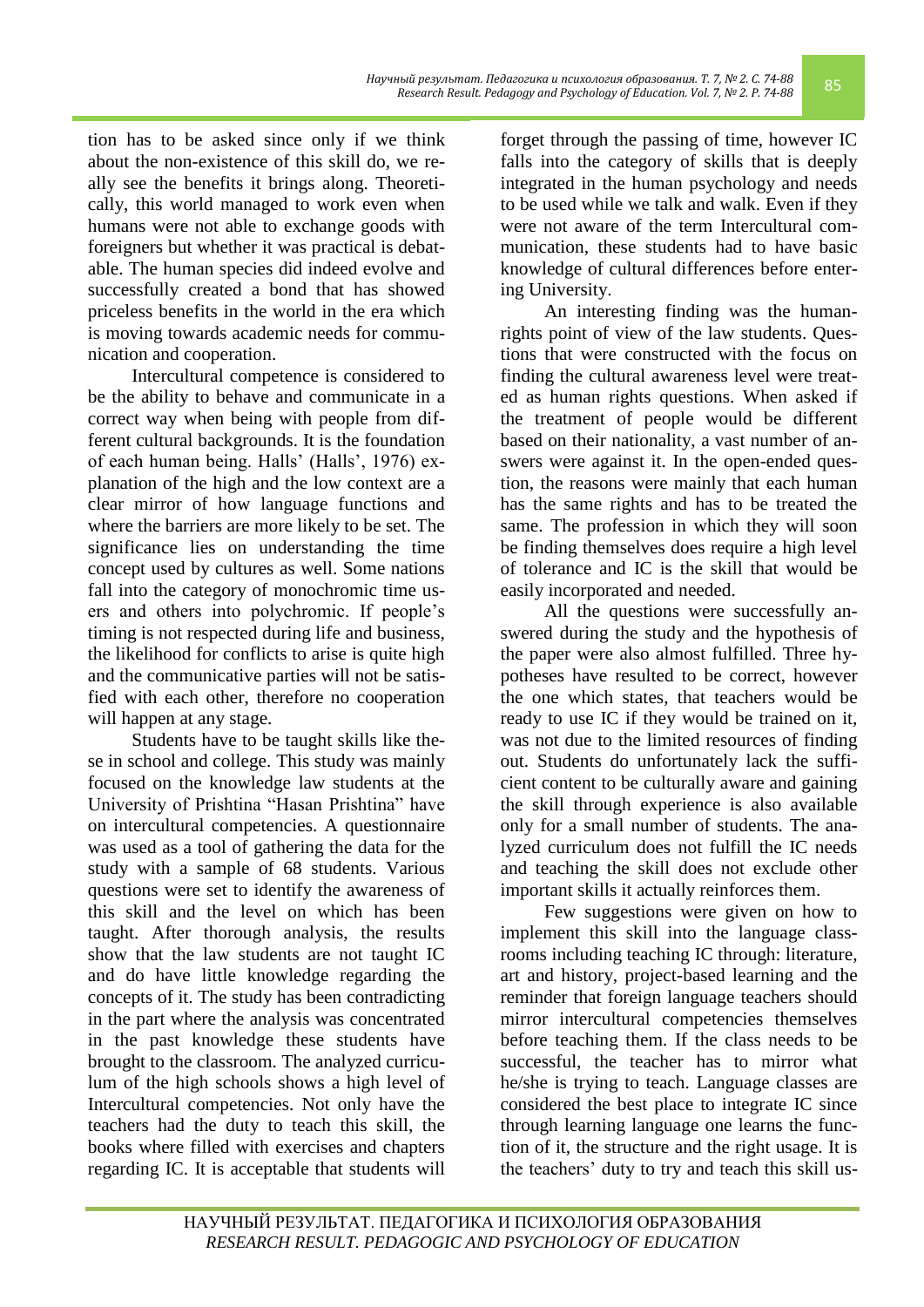tion has to be asked since only if we think about the non-existence of this skill do, we really see the benefits it brings along. Theoretically, this world managed to work even when humans were not able to exchange goods with foreigners but whether it was practical is debatable. The human species did indeed evolve and successfully created a bond that has showed priceless benefits in the world in the era which is moving towards academic needs for communication and cooperation.

Intercultural competence is considered to be the ability to behave and communicate in a correct way when being with people from different cultural backgrounds. It is the foundation of each human being. Halls' (Halls', 1976) explanation of the high and the low context are a clear mirror of how language functions and where the barriers are more likely to be set. The significance lies on understanding the time concept used by cultures as well. Some nations fall into the category of monochromic time users and others into polychromic. If people's timing is not respected during life and business, the likelihood for conflicts to arise is quite high and the communicative parties will not be satisfied with each other, therefore no cooperation will happen at any stage.

Students have to be taught skills like these in school and college. This study was mainly focused on the knowledge law students at the University of Prishtina "Hasan Prishtina" have on intercultural competencies. A questionnaire was used as a tool of gathering the data for the study with a sample of 68 students. Various questions were set to identify the awareness of this skill and the level on which has been taught. After thorough analysis, the results show that the law students are not taught IC and do have little knowledge regarding the concepts of it. The study has been contradicting in the part where the analysis was concentrated in the past knowledge these students have brought to the classroom. The analyzed curriculum of the high schools shows a high level of Intercultural competencies. Not only have the teachers had the duty to teach this skill, the books where filled with exercises and chapters regarding IC. It is acceptable that students will forget through the passing of time, however IC falls into the category of skills that is deeply integrated in the human psychology and needs to be used while we talk and walk. Even if they were not aware of the term Intercultural communication, these students had to have basic knowledge of cultural differences before entering University.

An interesting finding was the human-rights point of view of the law students. Questions that were constructed with the focus on finding the cultural awareness level were treated as human rights questions. When asked if the treatment of people would be different based on their nationality, a vast number of answers were against it. In the open-ended question, the reasons were mainly that each human has the same rights and has to be treated the same. The profession in which they will soon be finding themselves does require a high level of tolerance and IC is the skill that would be easily incorporated and needed.

All the questions were successfully answered during the study and the hypothesis of the paper were also almost fulfilled. Three hypotheses have resulted to be correct, however the one which states, that teachers would be ready to use IC if they would be trained on it, was not due to the limited resources of finding out. Students do unfortunately lack the sufficient content to be culturally aware and gaining the skill through experience is also available only for a small number of students. The analyzed curriculum does not fulfill the IC needs and teaching the skill does not exclude other important skills it actually reinforces them.

Few suggestions were given on how to implement this skill into the language classrooms including teaching IC through: literature, art and history, project-based learning and the reminder that foreign language teachers should mirror intercultural competencies themselves before teaching them. If the class needs to be successful, the teacher has to mirror what he/she is trying to teach. Language classes are considered the best place to integrate IC since through learning language one learns the function of it, the structure and the right usage. It is the teachers' duty to try and teach this skill us-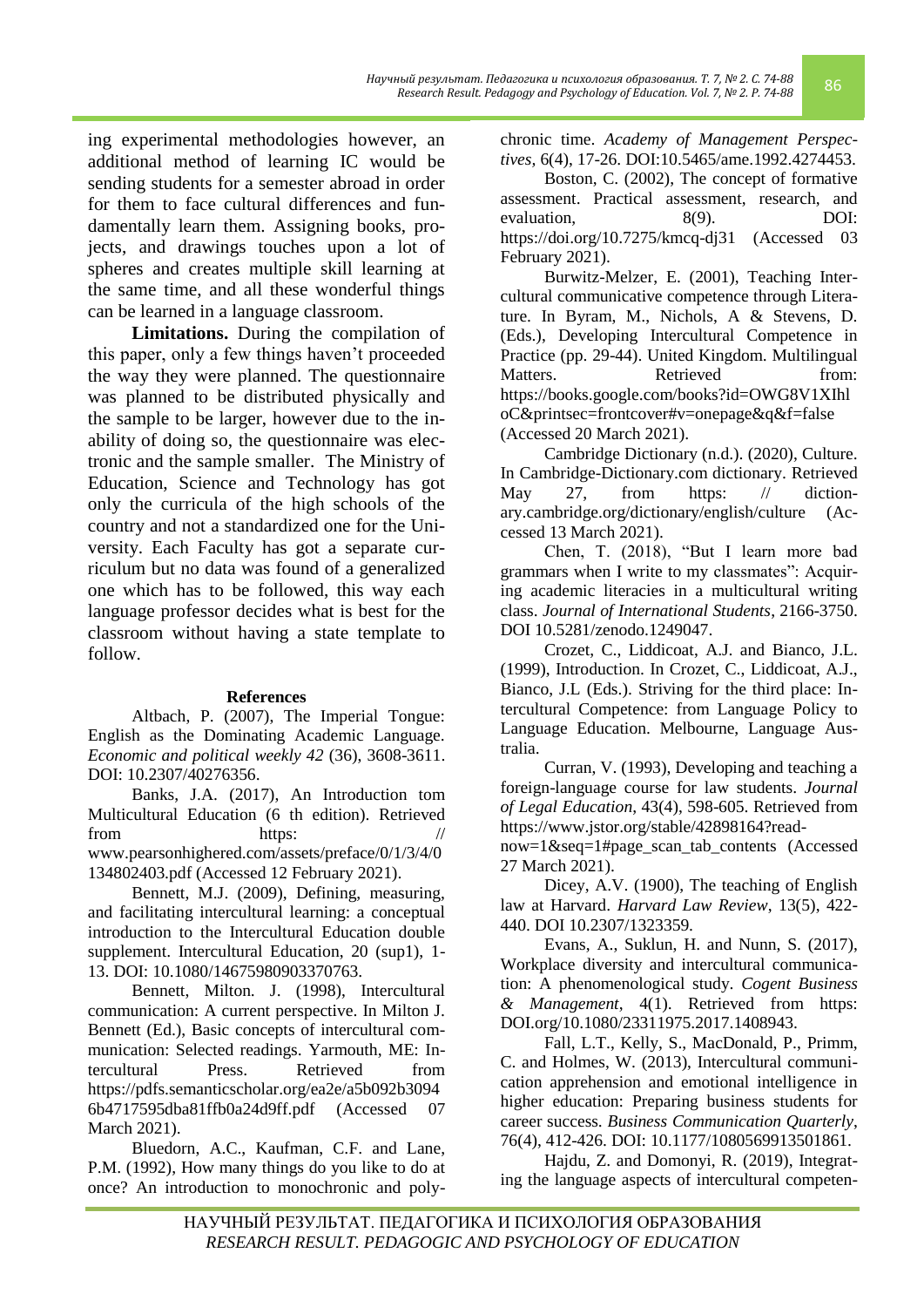ing experimental methodologies however, an additional method of learning IC would be sending students for a semester abroad in order for them to face cultural differences and fundamentally learn them. Assigning books, projects, and drawings touches upon a lot of spheres and creates multiple skill learning at the same time, and all these wonderful things can be learned in a language classroom.

**Limitations.** During the compilation of this paper, only a few things haven't proceeded the way they were planned. The questionnaire was planned to be distributed physically and the sample to be larger, however due to the inability of doing so, the questionnaire was electronic and the sample smaller. The Ministry of Education, Science and Technology has got only the curricula of the high schools of the country and not a standardized one for the University. Each Faculty has got a separate curriculum but no data was found of a generalized one which has to be followed, this way each language professor decides what is best for the classroom without having a state template to follow.

## References

Altbach, P. (2007), The Imperial Tongue: English as the Dominating Academic Language. *Economic and political weekly 42* (36), 3608-3611. DOI: 10.2307/40276356.

Banks, J.A. (2017), An Introduction tom Multicultural Education (6 th edition). Retrieved from https: // www.pearsonhighered.com/assets/preface/0/1/3/4/0134802403.pdf (Accessed 12 February 2021).

Bennett, M.J. (2009), Defining, measuring, and facilitating intercultural learning: a conceptual introduction to the Intercultural Education double supplement. Intercultural Education, 20 (sup1), 1-13. DOI: 10.1080/14675980903370763.

Bennett, Milton. J. (1998), Intercultural communication: A current perspective. In Milton J. Bennett (Ed.), Basic concepts of intercultural communication: Selected readings. Yarmouth, ME: Intercultural Press. Retrieved from https://pdfs.semanticscholar.org/ea2e/a5b092b30946b4717595dba81ffb0a24d9ff.pdf (Accessed 07 March 2021).

Bluedorn, A.C., Kaufman, C.F. and Lane, P.M. (1992), How many things do you like to do at once? An introduction to monochronic and polychronic time. *Academy of Management Perspectives,* 6(4), 17-26. DOI:10.5465/ame.1992.4274453.

Boston, C. (2002), The concept of formative assessment. Practical assessment, research, and evaluation, 8(9). DOI: https://doi.org/10.7275/kmcq-dj31 (Accessed 03 February 2021).

Burwitz-Melzer, E. (2001), Teaching Intercultural communicative competence through Literature. In Byram, M., Nichols, A & Stevens, D. (Eds.), Developing Intercultural Competence in Practice (pp. 29-44). United Kingdom. Multilingual Matters. Retrieved from: https://books.google.com/books?id=OWG8V1XIhloC&printsec=frontcover#v=onepage&q&f=false (Accessed 20 March 2021).

Cambridge Dictionary (n.d.). (2020), Culture. In Cambridge-Dictionary.com dictionary. Retrieved May 27, from https: // dictionary.cambridge.org/dictionary/english/culture (Accessed 13 March 2021).

Chen, T. (2018), "But I learn more bad grammars when I write to my classmates": Acquiring academic literacies in a multicultural writing class. *Journal of International Students*, 2166-3750. DOI 10.5281/zenodo.1249047.

Crozet, C., Liddicoat, A.J. and Bianco, J.L. (1999), Introduction. In Crozet, C., Liddicoat, A.J., Bianco, J.L (Eds.). Striving for the third place: Intercultural Competence: from Language Policy to Language Education. Melbourne, Language Australia.

Curran, V. (1993), Developing and teaching a foreign-language course for law students. *Journal of Legal Education*, 43(4), 598-605. Retrieved from https://www.jstor.org/stable/42898164?read-now=1&seq=1#page_scan_tab_contents (Accessed 27 March 2021).

Dicey, A.V. (1900), The teaching of English law at Harvard. *Harvard Law Review*, 13(5), 422-440. DOI 10.2307/1323359.

Evans, A., Suklun, H. and Nunn, S. (2017), Workplace diversity and intercultural communication: A phenomenological study. *Cogent Business & Management*, 4(1). Retrieved from https: DOI.org/10.1080/23311975.2017.1408943.

Fall, L.T., Kelly, S., MacDonald, P., Primm, C. and Holmes, W. (2013), Intercultural communication apprehension and emotional intelligence in higher education: Preparing business students for career success. *Business Communication Quarterly*, 76(4), 412-426. DOI: 10.1177/1080569913501861.

Hajdu, Z. and Domonyi, R. (2019), Integrating the language aspects of intercultural competen-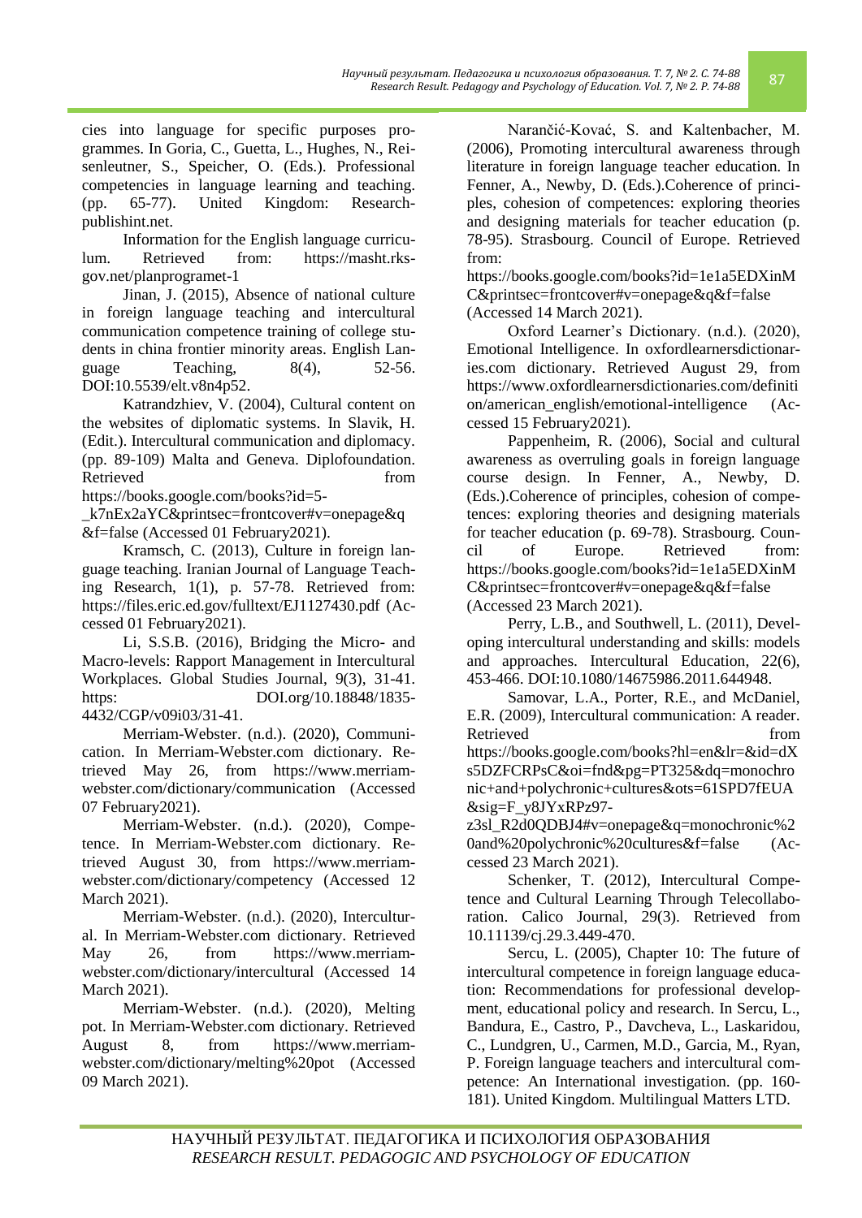cies into language for specific purposes programmes. In Goria, C., Guetta, L., Hughes, N., Reisenleutner, S., Speicher, O. (Eds.). Professional competencies in language learning and teaching. (pp. 65-77). United Kingdom: Research-publishint.net.

Information for the English language curriculum. Retrieved from: https://masht.rks-gov.net/planprogramet-1

Jinan, J. (2015), Absence of national culture in foreign language teaching and intercultural communication competence training of college students in china frontier minority areas. English Language Teaching, 8(4), 52-56. DOI:10.5539/elt.v8n4p52.

Katrandzhiev, V. (2004), Cultural content on the websites of diplomatic systems. In Slavik, H. (Edit.). Intercultural communication and diplomacy. (pp. 89-109) Malta and Geneva. Diplofoundation. Retrieved from https://books.google.com/books?id=5-_k7nEx2aYC&printsec=frontcover#v=onepage&q&f=false (Accessed 01 February2021).

Kramsch, C. (2013), Culture in foreign language teaching. Iranian Journal of Language Teaching Research, 1(1), p. 57-78. Retrieved from: https://files.eric.ed.gov/fulltext/EJ1127430.pdf (Accessed 01 February2021).

Li, S.S.B. (2016), Bridging the Micro- and Macro-levels: Rapport Management in Intercultural Workplaces. Global Studies Journal, 9(3), 31-41. https: DOI.org/10.18848/1835-4432/CGP/v09i03/31-41.

Merriam-Webster. (n.d.). (2020), Communication. In Merriam-Webster.com dictionary. Retrieved May 26, from https://www.merriam-webster.com/dictionary/communication (Accessed 07 February2021).

Merriam-Webster. (n.d.). (2020), Competence. In Merriam-Webster.com dictionary. Retrieved August 30, from https://www.merriam-webster.com/dictionary/competency (Accessed 12 March 2021).

Merriam-Webster. (n.d.). (2020), Intercultural. In Merriam-Webster.com dictionary. Retrieved May 26, from https://www.merriam-webster.com/dictionary/intercultural (Accessed 14 March 2021).

Merriam-Webster. (n.d.). (2020), Melting pot. In Merriam-Webster.com dictionary. Retrieved August 8, from https://www.merriam-webster.com/dictionary/melting%20pot (Accessed 09 March 2021).

Narančić-Kovać, S. and Kaltenbacher, M. (2006), Promoting intercultural awareness through literature in foreign language teacher education. In Fenner, A., Newby, D. (Eds.).Coherence of principles, cohesion of competences: exploring theories and designing materials for teacher education (p. 78-95). Strasbourg. Council of Europe. Retrieved from: https://books.google.com/books?id=1e1a5EDXinMC&printsec=frontcover#v=onepage&q&f=false (Accessed 14 March 2021).

Oxford Learner's Dictionary. (n.d.). (2020), Emotional Intelligence. In oxfordlearnersdictionaries.com dictionary. Retrieved August 29, from https://www.oxfordlearnersdictionaries.com/definition/american_english/emotional-intelligence (Accessed 15 February2021).

Pappenheim, R. (2006), Social and cultural awareness as overruling goals in foreign language course design. In Fenner, A., Newby, D. (Eds.).Coherence of principles, cohesion of competences: exploring theories and designing materials for teacher education (p. 69-78). Strasbourg. Council of Europe. Retrieved from: https://books.google.com/books?id=1e1a5EDXinMC&printsec=frontcover#v=onepage&q&f=false (Accessed 23 March 2021).

Perry, L.B., and Southwell, L. (2011), Developing intercultural understanding and skills: models and approaches. Intercultural Education, 22(6), 453-466. DOI:10.1080/14675986.2011.644948.

Samovar, L.A., Porter, R.E., and McDaniel, E.R. (2009), Intercultural communication: A reader. Retrieved from https://books.google.com/books?hl=en&lr=&id=dXs5DZFCRPsC&oi=fnd&pg=PT325&dq=monochronic+and+polychronic+cultures&ots=61SPD7fEUA&sig=F_y8JYxRPz97-z3sl_R2d0QDBJ4#v=onepage&q=monochronic%20and%20polychronic%20cultures&f=false (Accessed 23 March 2021).

Schenker, T. (2012), Intercultural Competence and Cultural Learning Through Telecollaboration. Calico Journal, 29(3). Retrieved from 10.11139/cj.29.3.449-470.

Sercu, L. (2005), Chapter 10: The future of intercultural competence in foreign language education: Recommendations for professional development, educational policy and research. In Sercu, L., Bandura, E., Castro, P., Davcheva, L., Laskaridou, C., Lundgren, U., Carmen, M.D., Garcia, M., Ryan, P. Foreign language teachers and intercultural competence: An International investigation. (pp. 160-181). United Kingdom. Multilingual Matters LTD.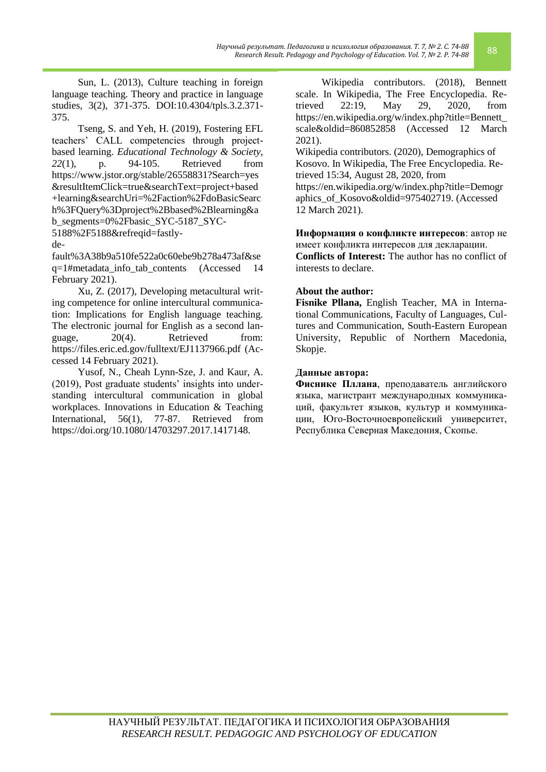Sun, L. (2013), Culture teaching in foreign language teaching. Theory and practice in language studies, 3(2), 371-375. DOI:10.4304/tpls.3.2.371-375.

Tseng, S. and Yeh, H. (2019), Fostering EFL teachers' CALL competencies through project-based learning. *Educational Technology & Society, 22*(1), p. 94-105. Retrieved from https://www.jstor.org/stable/26558831?Search=yes&resultItemClick=true&searchText=project+based+learning&searchUri=%2Faction%2FdoBasicSearch%3FQuery%3Dproject%2Bbased%2Blearning&ab_segments=0%2Fbasic_SYC-5187_SYC-5188%2F5188&refreqid=fastly-default%3A38b9a510fe522a0c60ebe9b278a473af&seq=1#metadata_info_tab_contents (Accessed 14 February 2021).

Xu, Z. (2017), Developing metacultural writing competence for online intercultural communication: Implications for English language teaching. The electronic journal for English as a second language, 20(4). Retrieved from: https://files.eric.ed.gov/fulltext/EJ1137966.pdf (Accessed 14 February 2021).

Yusof, N., Cheah Lynn-Sze, J. and Kaur, A. (2019), Post graduate students' insights into understanding intercultural communication in global workplaces. Innovations in Education & Teaching International, 56(1), 77-87. Retrieved from https://doi.org/10.1080/14703297.2017.1417148.

Wikipedia contributors. (2018), Bennett scale. In Wikipedia, The Free Encyclopedia. Retrieved 22:19, May 29, 2020, from https://en.wikipedia.org/w/index.php?title=Bennett_scale&oldid=860852858 (Accessed 12 March 2021).

Wikipedia contributors. (2020), Demographics of Kosovo. In Wikipedia, The Free Encyclopedia. Retrieved 15:34, August 28, 2020, from https://en.wikipedia.org/w/index.php?title=Demographics_of_Kosovo&oldid=975402719. (Accessed 12 March 2021).

**Информация о конфликте интересов**: автор не имеет конфликта интересов для декларации.
**Conflicts of Interest:** The author has no conflict of interests to declare.

**About the author:**
**Fisnike Pllana,** English Teacher, MA in International Communications, Faculty of Languages, Cultures and Communication, South-Eastern European University, Republic of Northern Macedonia, Skopje.

**Данные автора:**
**Фиснике Пллана**, преподаватель английского языка, магистрант международных коммуникаций, факультет языков, культур и коммуникации, Юго-Восточноевропейский университет, Республика Северная Македония, Скопье.